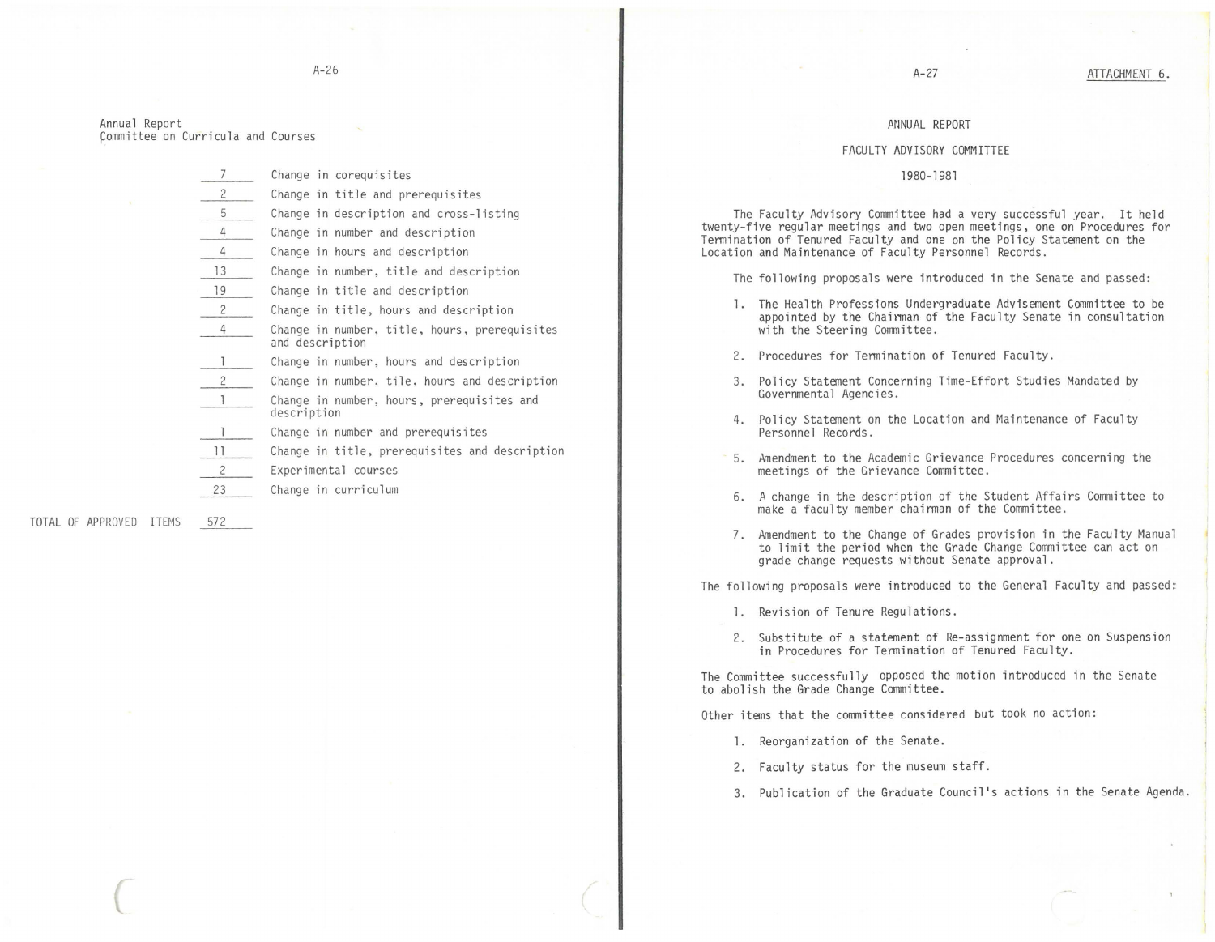Annual Report
Committee on Curricula and Courses

| | |
|---|---|
| 7 | Change in corequisites |
| 2 | Change in title and prerequisites |
| 5 | Change in description and cross-listing |
| 4 | Change in number and description |
| 4 | Change in hours and description |
| 13 | Change in number, title and description |
| 19 | Change in title and description |
| 2 | Change in title, hours and description |
| 4 | Change in number, title, hours, prerequisites and description |
| 1 | Change in number, hours and description |
| 2 | Change in number, tile, hours and description |
| 1 | Change in number, hours, prerequisites and description |
| 1 | Change in number and prerequisites |
| 11 | Change in title, prerequisites and description |
| 2 | Experimental courses |
| 23 | Change in curriculum |
| **TOTAL OF APPROVED ITEMS 572** | |

ATTACHMENT 6.

# ANNUAL REPORT

## FACULTY ADVISORY COMMITTEE

## 1980-1981

The Faculty Advisory Committee had a very successful year. It held twenty-five regular meetings and two open meetings, one on Procedures for Termination of Tenured Faculty and one on the Policy Statement on the Location and Maintenance of Faculty Personnel Records.

The following proposals were introduced in the Senate and passed:

1. The Health Professions Undergraduate Advisement Committee to be appointed by the Chairman of the Faculty Senate in consultation with the Steering Committee.
2. Procedures for Termination of Tenured Faculty.
3. Policy Statement Concerning Time-Effort Studies Mandated by Governmental Agencies.
4. Policy Statement on the Location and Maintenance of Faculty Personnel Records.
5. Amendment to the Academic Grievance Procedures concerning the meetings of the Grievance Committee.
6. A change in the description of the Student Affairs Committee to make a faculty member chairman of the Committee.
7. Amendment to the Change of Grades provision in the Faculty Manual to limit the period when the Grade Change Committee can act on grade change requests without Senate approval.

The following proposals were introduced to the General Faculty and passed:

1. Revision of Tenure Regulations.
2. Substitute of a statement of Re-assignment for one on Suspension in Procedures for Termination of Tenured Faculty.

The Committee successfully opposed the motion introduced in the Senate to abolish the Grade Change Committee.

Other items that the committee considered but took no action:

1. Reorganization of the Senate.
2. Faculty status for the museum staff.
3. Publication of the Graduate Council's actions in the Senate Agenda.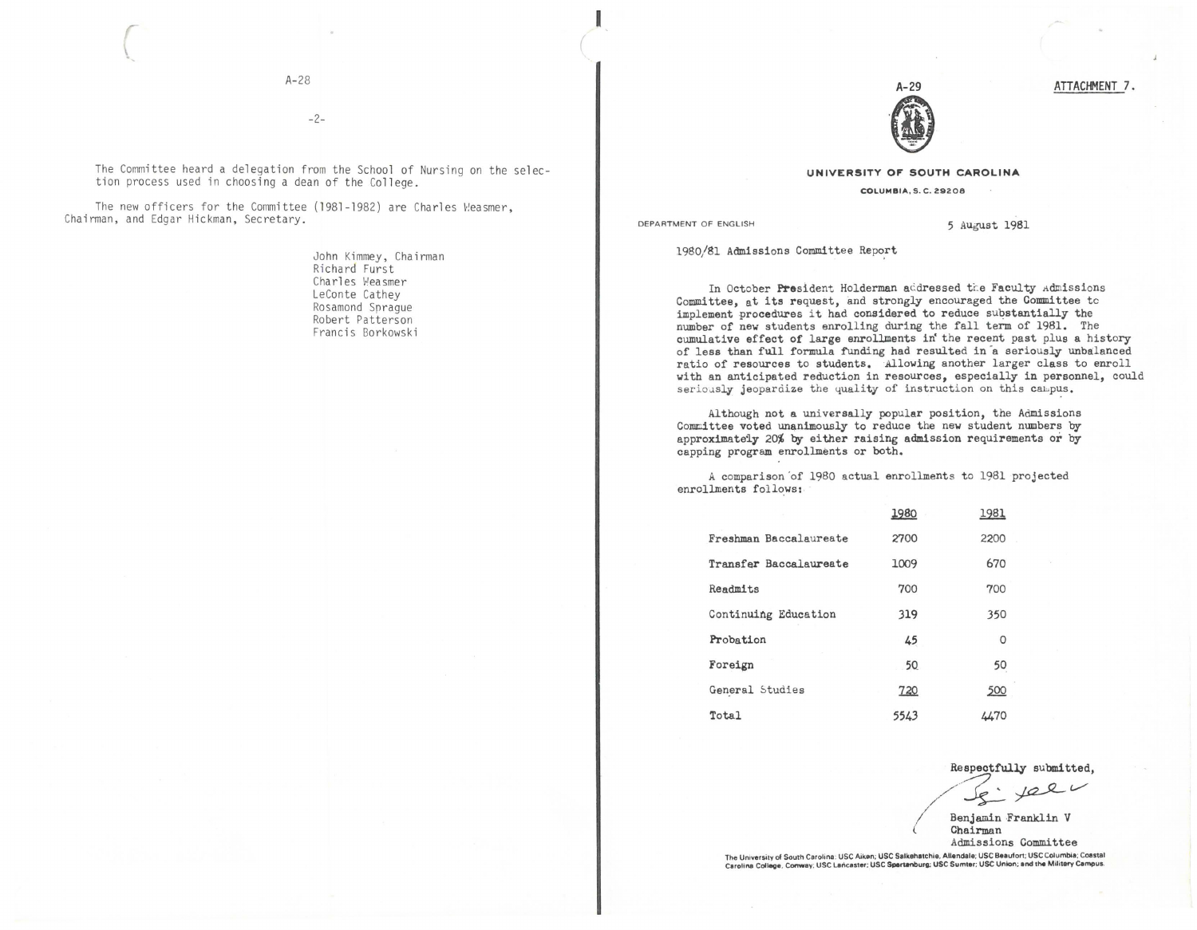A-28

The Committee heard a delegation from the School of Nursing on the selection process used in choosing a dean of the College.

The new officers for the Committee (1981-1982) are Charles Weasmer, Chairman, and Edgar Hickman, Secretary.

John Kimmey, Chairman
Richard Furst
Charles Weasmer
LeConte Cathey
Rosamond Sprague
Robert Patterson
Francis Borkowski

A-29

ATTACHMENT 7.

**UNIVERSITY OF SOUTH CAROLINA**

COLUMBIA, S. C. 29208

DEPARTMENT OF ENGLISH

5 August 1981

1980/81 Admissions Committee Report

In October President Holderman addressed the Faculty Admissions Committee, at its request, and strongly encouraged the Committee to implement procedures it had considered to reduce substantially the number of new students enrolling during the fall term of 1981. The cumulative effect of large enrollments in the recent past plus a history of less than full formula funding had resulted in a seriously unbalanced ratio of resources to students. Allowing another larger class to enroll with an anticipated reduction in resources, especially in personnel, could seriously jeopardize the quality of instruction on this campus.

Although not a universally popular position, the Admissions Committee voted unanimously to reduce the new student numbers by approximately 20% by either raising admission requirements or by capping program enrollments or both.

A comparison of 1980 actual enrollments to 1981 projected enrollments follows:

| | 1980 | 1981 |
|---|---|---|
| Freshman Baccalaureate | 2700 | 2200 |
| Transfer Baccalaureate | 1009 | 670 |
| Readmits | 700 | 700 |
| Continuing Education | 319 | 350 |
| Probation | 45 | 0 |
| Foreign | 50 | 50 |
| General Studies | 720 | 500 |
| Total | 5543 | 4470 |

Respectfully submitted,

Benjamin Franklin V
Chairman
Admissions Committee

The University of South Carolina: USC Aiken; USC Salkehatchie, Allendale; USC Beaufort; USC Columbia; Coastal Carolina College, Conway; USC Lancaster; USC Spartanburg; USC Sumter; USC Union; and the Military Campus.